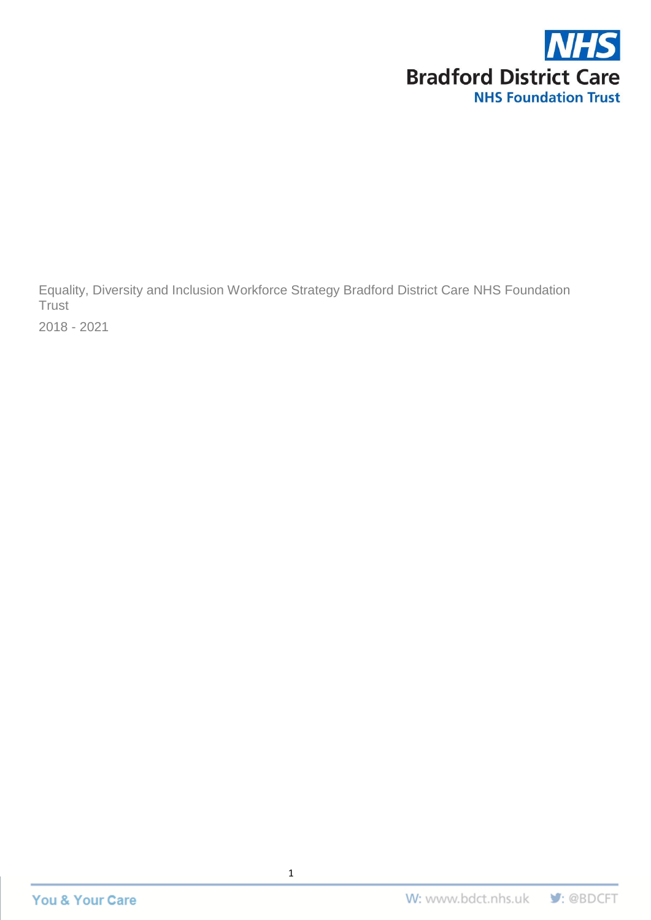Equality, Diversity and Inclusion Workforce Strategy Bradford District Care NHS Foundation Trust

2018 - 2021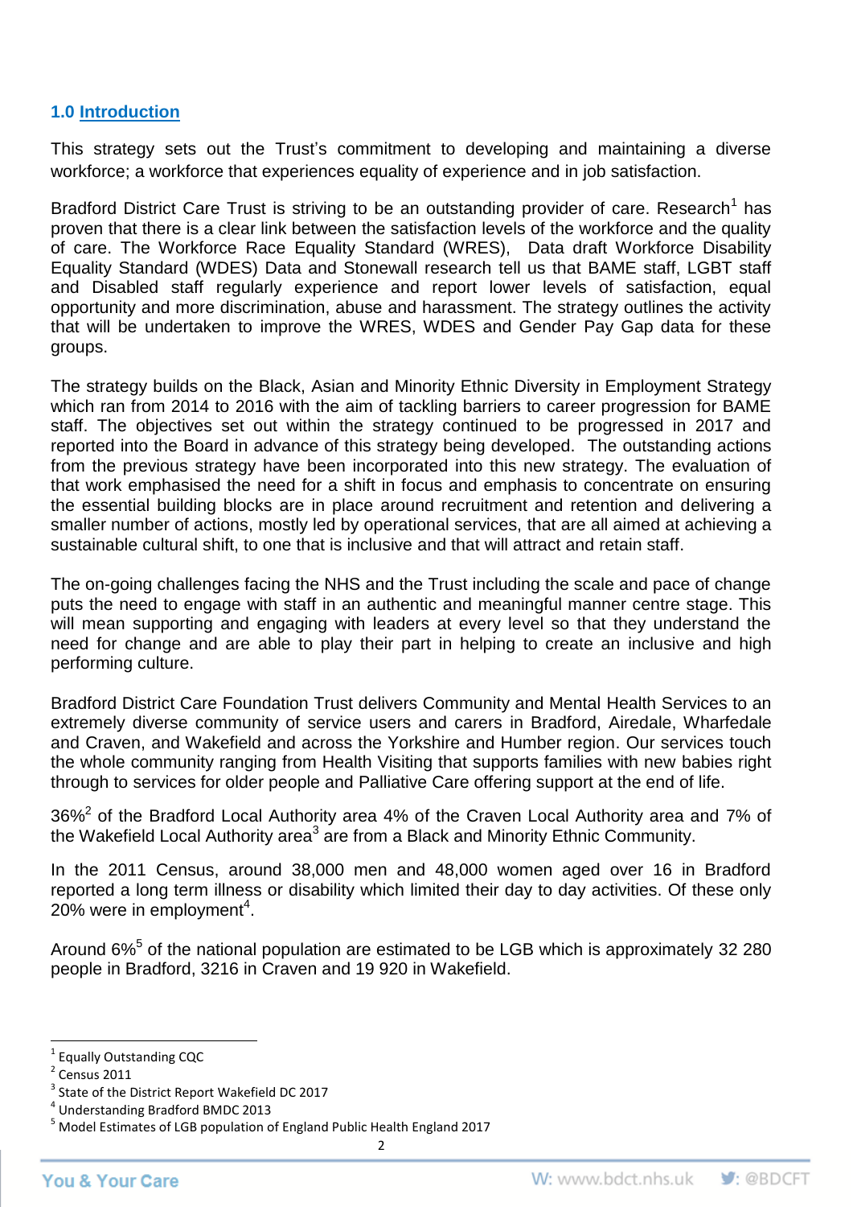## 1.0 Introduction

This strategy sets out the Trust's commitment to developing and maintaining a diverse workforce; a workforce that experiences equality of experience and in job satisfaction.

Bradford District Care Trust is striving to be an outstanding provider of care. Research[1] has proven that there is a clear link between the satisfaction levels of the workforce and the quality of care. The Workforce Race Equality Standard (WRES), Data draft Workforce Disability Equality Standard (WDES) Data and Stonewall research tell us that BAME staff, LGBT staff and Disabled staff regularly experience and report lower levels of satisfaction, equal opportunity and more discrimination, abuse and harassment. The strategy outlines the activity that will be undertaken to improve the WRES, WDES and Gender Pay Gap data for these groups.

The strategy builds on the Black, Asian and Minority Ethnic Diversity in Employment Strategy which ran from 2014 to 2016 with the aim of tackling barriers to career progression for BAME staff. The objectives set out within the strategy continued to be progressed in 2017 and reported into the Board in advance of this strategy being developed. The outstanding actions from the previous strategy have been incorporated into this new strategy. The evaluation of that work emphasised the need for a shift in focus and emphasis to concentrate on ensuring the essential building blocks are in place around recruitment and retention and delivering a smaller number of actions, mostly led by operational services, that are all aimed at achieving a sustainable cultural shift, to one that is inclusive and that will attract and retain staff.

The on-going challenges facing the NHS and the Trust including the scale and pace of change puts the need to engage with staff in an authentic and meaningful manner centre stage. This will mean supporting and engaging with leaders at every level so that they understand the need for change and are able to play their part in helping to create an inclusive and high performing culture.

Bradford District Care Foundation Trust delivers Community and Mental Health Services to an extremely diverse community of service users and carers in Bradford, Airedale, Wharfedale and Craven, and Wakefield and across the Yorkshire and Humber region. Our services touch the whole community ranging from Health Visiting that supports families with new babies right through to services for older people and Palliative Care offering support at the end of life.

36%[2] of the Bradford Local Authority area 4% of the Craven Local Authority area and 7% of the Wakefield Local Authority area[3] are from a Black and Minority Ethnic Community.

In the 2011 Census, around 38,000 men and 48,000 women aged over 16 in Bradford reported a long term illness or disability which limited their day to day activities. Of these only 20% were in employment[4].

Around 6%[5] of the national population are estimated to be LGB which is approximately 32 280 people in Bradford, 3216 in Craven and 19 920 in Wakefield.

---

[1] Equally Outstanding CQC
[2] Census 2011
[3] State of the District Report Wakefield DC 2017
[4] Understanding Bradford BMDC 2013
[5] Model Estimates of LGB population of England Public Health England 2017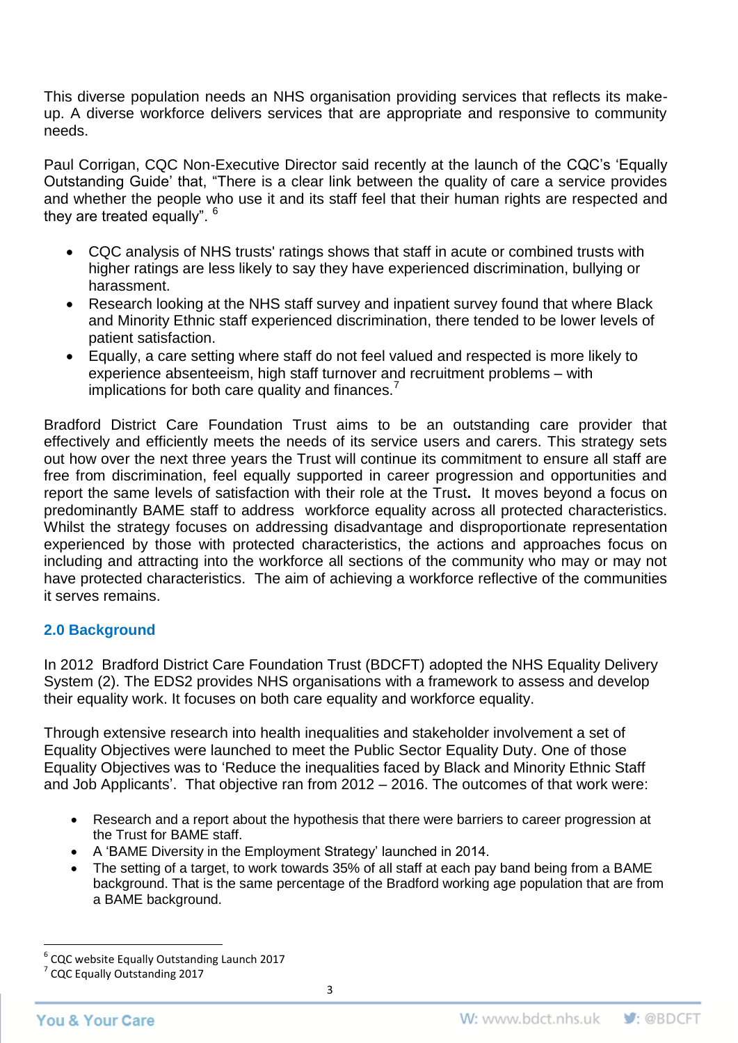This diverse population needs an NHS organisation providing services that reflects its make-up. A diverse workforce delivers services that are appropriate and responsive to community needs.

Paul Corrigan, CQC Non-Executive Director said recently at the launch of the CQC's 'Equally Outstanding Guide' that, "There is a clear link between the quality of care a service provides and whether the people who use it and its staff feel that their human rights are respected and they are treated equally". [6]

- CQC analysis of NHS trusts' ratings shows that staff in acute or combined trusts with higher ratings are less likely to say they have experienced discrimination, bullying or harassment.
- Research looking at the NHS staff survey and inpatient survey found that where Black and Minority Ethnic staff experienced discrimination, there tended to be lower levels of patient satisfaction.
- Equally, a care setting where staff do not feel valued and respected is more likely to experience absenteeism, high staff turnover and recruitment problems – with implications for both care quality and finances.[7]

Bradford District Care Foundation Trust aims to be an outstanding care provider that effectively and efficiently meets the needs of its service users and carers. This strategy sets out how over the next three years the Trust will continue its commitment to ensure all staff are free from discrimination, feel equally supported in career progression and opportunities and report the same levels of satisfaction with their role at the Trust**.** It moves beyond a focus on predominantly BAME staff to address workforce equality across all protected characteristics. Whilst the strategy focuses on addressing disadvantage and disproportionate representation experienced by those with protected characteristics, the actions and approaches focus on including and attracting into the workforce all sections of the community who may or may not have protected characteristics. The aim of achieving a workforce reflective of the communities it serves remains.

## 2.0 Background

In 2012 Bradford District Care Foundation Trust (BDCFT) adopted the NHS Equality Delivery System (2). The EDS2 provides NHS organisations with a framework to assess and develop their equality work. It focuses on both care equality and workforce equality.

Through extensive research into health inequalities and stakeholder involvement a set of Equality Objectives were launched to meet the Public Sector Equality Duty. One of those Equality Objectives was to 'Reduce the inequalities faced by Black and Minority Ethnic Staff and Job Applicants'. That objective ran from 2012 – 2016. The outcomes of that work were:

- Research and a report about the hypothesis that there were barriers to career progression at the Trust for BAME staff.
- A 'BAME Diversity in the Employment Strategy' launched in 2014.
- The setting of a target, to work towards 35% of all staff at each pay band being from a BAME background. That is the same percentage of the Bradford working age population that are from a BAME background.

---

[6] CQC website Equally Outstanding Launch 2017

[7] CQC Equally Outstanding 2017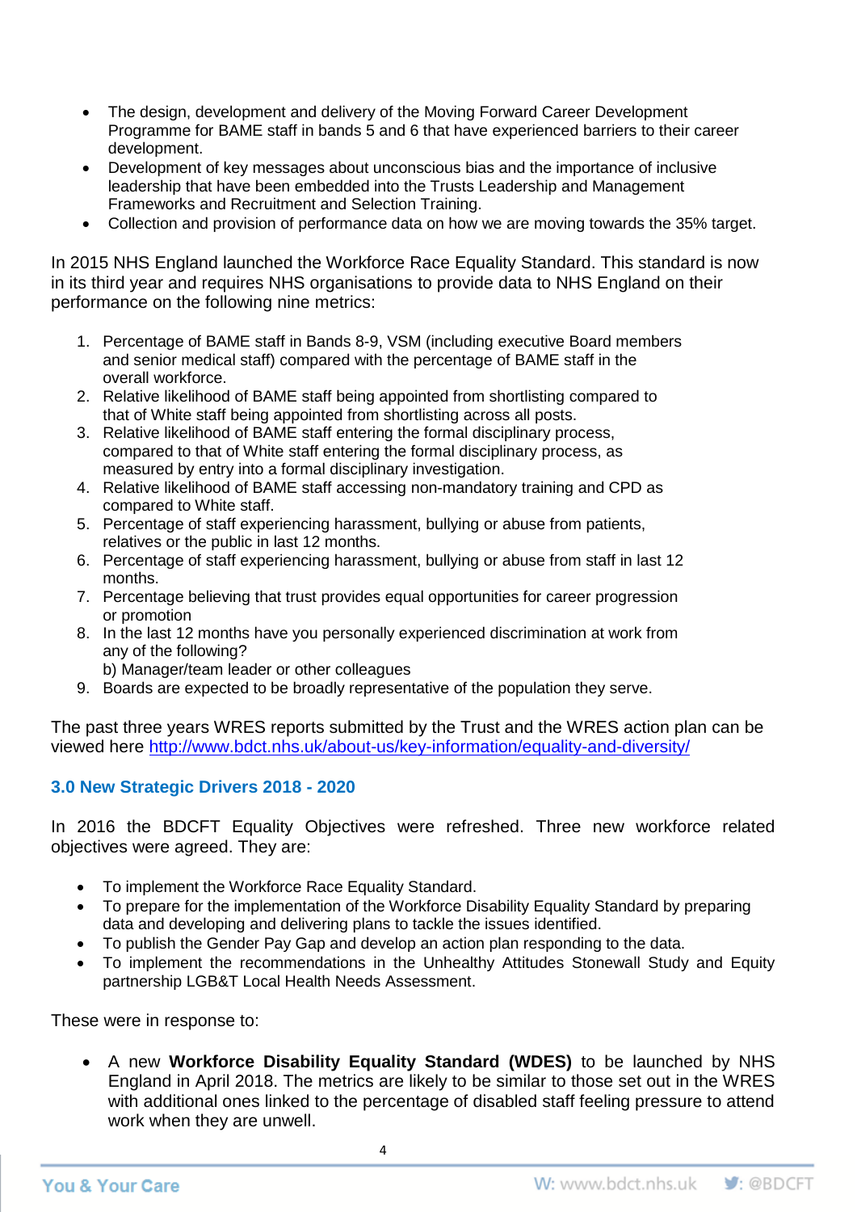- The design, development and delivery of the Moving Forward Career Development Programme for BAME staff in bands 5 and 6 that have experienced barriers to their career development.
- Development of key messages about unconscious bias and the importance of inclusive leadership that have been embedded into the Trusts Leadership and Management Frameworks and Recruitment and Selection Training.
- Collection and provision of performance data on how we are moving towards the 35% target.

In 2015 NHS England launched the Workforce Race Equality Standard. This standard is now in its third year and requires NHS organisations to provide data to NHS England on their performance on the following nine metrics:

1. Percentage of BAME staff in Bands 8-9, VSM (including executive Board members and senior medical staff) compared with the percentage of BAME staff in the overall workforce.
2. Relative likelihood of BAME staff being appointed from shortlisting compared to that of White staff being appointed from shortlisting across all posts.
3. Relative likelihood of BAME staff entering the formal disciplinary process, compared to that of White staff entering the formal disciplinary process, as measured by entry into a formal disciplinary investigation.
4. Relative likelihood of BAME staff accessing non-mandatory training and CPD as compared to White staff.
5. Percentage of staff experiencing harassment, bullying or abuse from patients, relatives or the public in last 12 months.
6. Percentage of staff experiencing harassment, bullying or abuse from staff in last 12 months.
7. Percentage believing that trust provides equal opportunities for career progression or promotion
8. In the last 12 months have you personally experienced discrimination at work from any of the following?
   b) Manager/team leader or other colleagues
9. Boards are expected to be broadly representative of the population they serve.

The past three years WRES reports submitted by the Trust and the WRES action plan can be viewed here http://www.bdct.nhs.uk/about-us/key-information/equality-and-diversity/

### 3.0 New Strategic Drivers 2018 - 2020

In 2016 the BDCFT Equality Objectives were refreshed. Three new workforce related objectives were agreed. They are:

- To implement the Workforce Race Equality Standard.
- To prepare for the implementation of the Workforce Disability Equality Standard by preparing data and developing and delivering plans to tackle the issues identified.
- To publish the Gender Pay Gap and develop an action plan responding to the data.
- To implement the recommendations in the Unhealthy Attitudes Stonewall Study and Equity partnership LGB&T Local Health Needs Assessment.

These were in response to:

- A new **Workforce Disability Equality Standard (WDES)** to be launched by NHS England in April 2018. The metrics are likely to be similar to those set out in the WRES with additional ones linked to the percentage of disabled staff feeling pressure to attend work when they are unwell.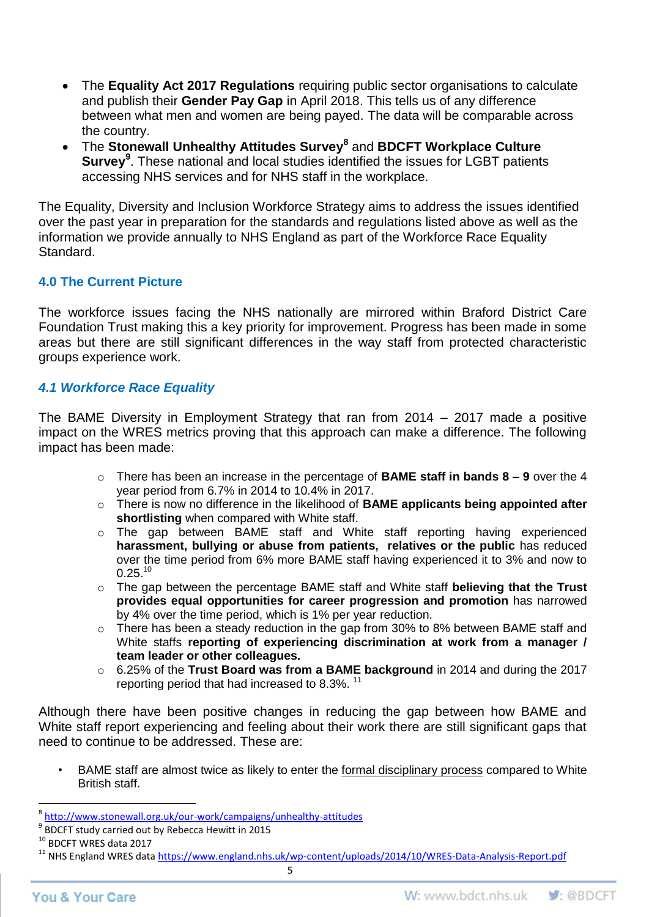- The **Equality Act 2017 Regulations** requiring public sector organisations to calculate and publish their **Gender Pay Gap** in April 2018. This tells us of any difference between what men and women are being payed. The data will be comparable across the country.
- The **Stonewall Unhealthy Attitudes Survey**[8] and **BDCFT Workplace Culture Survey**[9]. These national and local studies identified the issues for LGBT patients accessing NHS services and for NHS staff in the workplace.

The Equality, Diversity and Inclusion Workforce Strategy aims to address the issues identified over the past year in preparation for the standards and regulations listed above as well as the information we provide annually to NHS England as part of the Workforce Race Equality Standard.

## 4.0 The Current Picture

The workforce issues facing the NHS nationally are mirrored within Braford District Care Foundation Trust making this a key priority for improvement. Progress has been made in some areas but there are still significant differences in the way staff from protected characteristic groups experience work.

### *4.1 Workforce Race Equality*

The BAME Diversity in Employment Strategy that ran from 2014 – 2017 made a positive impact on the WRES metrics proving that this approach can make a difference. The following impact has been made:

- There has been an increase in the percentage of **BAME staff in bands 8 – 9** over the 4 year period from 6.7% in 2014 to 10.4% in 2017.
- There is now no difference in the likelihood of **BAME applicants being appointed after shortlisting** when compared with White staff.
- The gap between BAME staff and White staff reporting having experienced **harassment, bullying or abuse from patients, relatives or the public** has reduced over the time period from 6% more BAME staff having experienced it to 3% and now to 0.25.[10]
- The gap between the percentage BAME staff and White staff **believing that the Trust provides equal opportunities for career progression and promotion** has narrowed by 4% over the time period, which is 1% per year reduction.
- There has been a steady reduction in the gap from 30% to 8% between BAME staff and White staffs **reporting of experiencing discrimination at work from a manager / team leader or other colleagues.**
- 6.25% of the **Trust Board was from a BAME background** in 2014 and during the 2017 reporting period that had increased to 8.3%. [11]

Although there have been positive changes in reducing the gap between how BAME and White staff report experiencing and feeling about their work there are still significant gaps that need to continue to be addressed. These are:

- BAME staff are almost twice as likely to enter the formal disciplinary process compared to White British staff.

---

[8] http://www.stonewall.org.uk/our-work/campaigns/unhealthy-attitudes

[9] BDCFT study carried out by Rebecca Hewitt in 2015

[10] BDCFT WRES data 2017

[11] NHS England WRES data https://www.england.nhs.uk/wp-content/uploads/2014/10/WRES-Data-Analysis-Report.pdf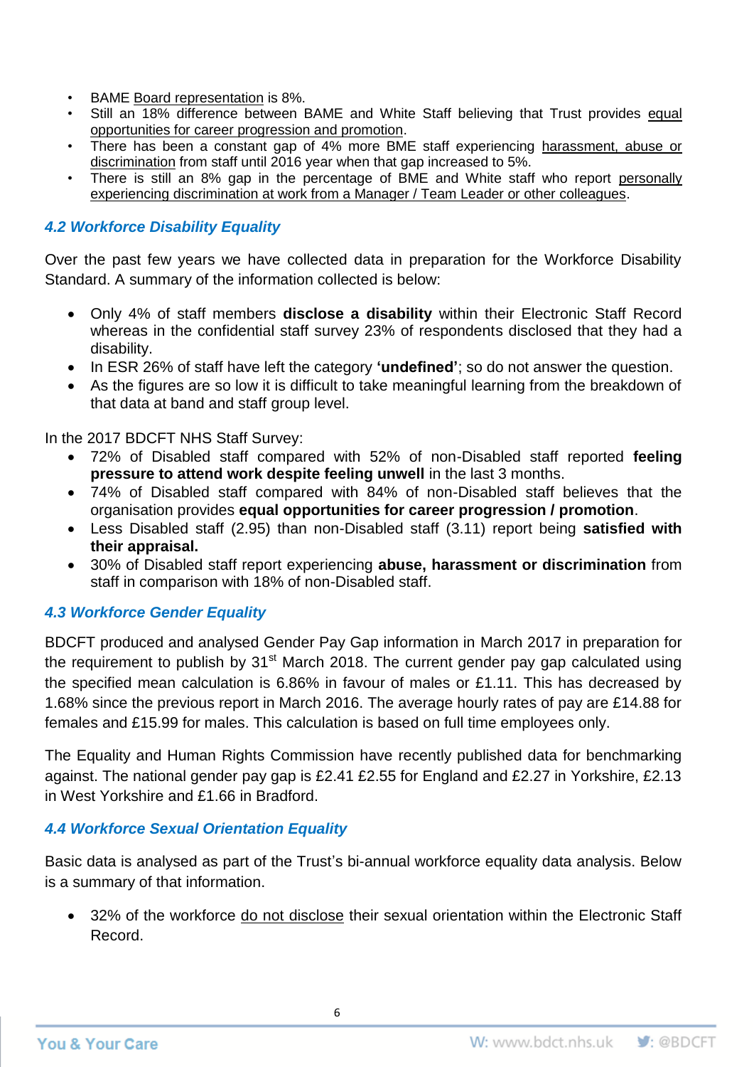- BAME Board representation is 8%.
- Still an 18% difference between BAME and White Staff believing that Trust provides equal opportunities for career progression and promotion.
- There has been a constant gap of 4% more BME staff experiencing harassment, abuse or discrimination from staff until 2016 year when that gap increased to 5%.
- There is still an 8% gap in the percentage of BME and White staff who report personally experiencing discrimination at work from a Manager / Team Leader or other colleagues.

### *4.2 Workforce Disability Equality*

Over the past few years we have collected data in preparation for the Workforce Disability Standard. A summary of the information collected is below:

- Only 4% of staff members **disclose a disability** within their Electronic Staff Record whereas in the confidential staff survey 23% of respondents disclosed that they had a disability.
- In ESR 26% of staff have left the category **'undefined'**; so do not answer the question.
- As the figures are so low it is difficult to take meaningful learning from the breakdown of that data at band and staff group level.

In the 2017 BDCFT NHS Staff Survey:

- 72% of Disabled staff compared with 52% of non-Disabled staff reported **feeling pressure to attend work despite feeling unwell** in the last 3 months.
- 74% of Disabled staff compared with 84% of non-Disabled staff believes that the organisation provides **equal opportunities for career progression / promotion**.
- Less Disabled staff (2.95) than non-Disabled staff (3.11) report being **satisfied with their appraisal.**
- 30% of Disabled staff report experiencing **abuse, harassment or discrimination** from staff in comparison with 18% of non-Disabled staff.

### *4.3 Workforce Gender Equality*

BDCFT produced and analysed Gender Pay Gap information in March 2017 in preparation for the requirement to publish by 31st March 2018. The current gender pay gap calculated using the specified mean calculation is 6.86% in favour of males or £1.11. This has decreased by 1.68% since the previous report in March 2016. The average hourly rates of pay are £14.88 for females and £15.99 for males. This calculation is based on full time employees only.

The Equality and Human Rights Commission have recently published data for benchmarking against. The national gender pay gap is £2.41 £2.55 for England and £2.27 in Yorkshire, £2.13 in West Yorkshire and £1.66 in Bradford.

### *4.4 Workforce Sexual Orientation Equality*

Basic data is analysed as part of the Trust's bi-annual workforce equality data analysis. Below is a summary of that information.

- 32% of the workforce do not disclose their sexual orientation within the Electronic Staff Record.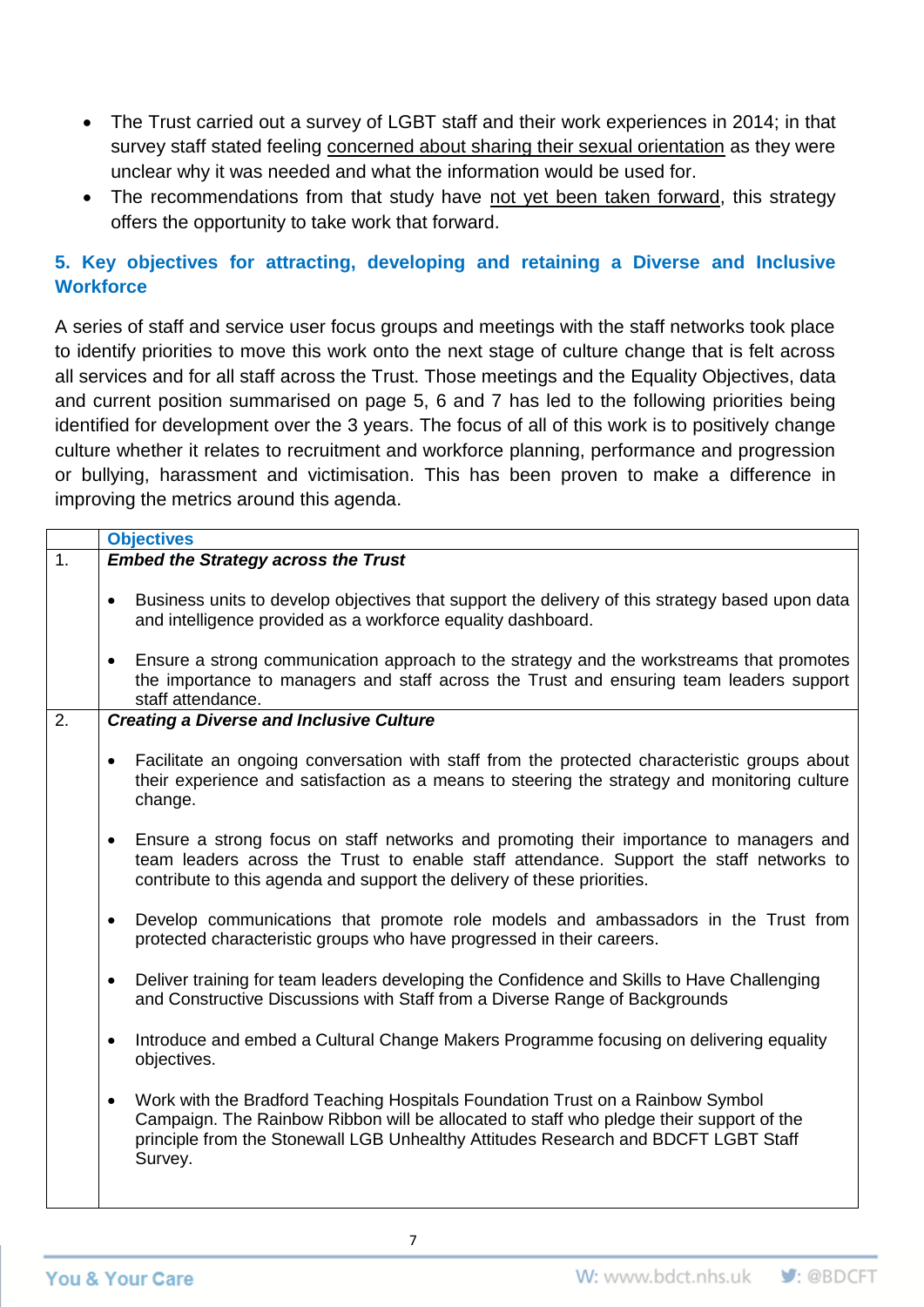- The Trust carried out a survey of LGBT staff and their work experiences in 2014; in that survey staff stated feeling concerned about sharing their sexual orientation as they were unclear why it was needed and what the information would be used for.
- The recommendations from that study have not yet been taken forward, this strategy offers the opportunity to take work that forward.

## 5. Key objectives for attracting, developing and retaining a Diverse and Inclusive Workforce

A series of staff and service user focus groups and meetings with the staff networks took place to identify priorities to move this work onto the next stage of culture change that is felt across all services and for all staff across the Trust. Those meetings and the Equality Objectives, data and current position summarised on page 5, 6 and 7 has led to the following priorities being identified for development over the 3 years. The focus of all of this work is to positively change culture whether it relates to recruitment and workforce planning, performance and progression or bullying, harassment and victimisation. This has been proven to make a difference in improving the metrics around this agenda.

| | Objectives |
|---|---|
| 1. | ***Embed the Strategy across the Trust***<br><br>• Business units to develop objectives that support the delivery of this strategy based upon data and intelligence provided as a workforce equality dashboard.<br><br>• Ensure a strong communication approach to the strategy and the workstreams that promotes the importance to managers and staff across the Trust and ensuring team leaders support staff attendance. |
| 2. | ***Creating a Diverse and Inclusive Culture***<br><br>• Facilitate an ongoing conversation with staff from the protected characteristic groups about their experience and satisfaction as a means to steering the strategy and monitoring culture change.<br><br>• Ensure a strong focus on staff networks and promoting their importance to managers and team leaders across the Trust to enable staff attendance. Support the staff networks to contribute to this agenda and support the delivery of these priorities.<br><br>• Develop communications that promote role models and ambassadors in the Trust from protected characteristic groups who have progressed in their careers.<br><br>• Deliver training for team leaders developing the Confidence and Skills to Have Challenging and Constructive Discussions with Staff from a Diverse Range of Backgrounds<br><br>• Introduce and embed a Cultural Change Makers Programme focusing on delivering equality objectives.<br><br>• Work with the Bradford Teaching Hospitals Foundation Trust on a Rainbow Symbol Campaign. The Rainbow Ribbon will be allocated to staff who pledge their support of the principle from the Stonewall LGB Unhealthy Attitudes Research and BDCFT LGBT Staff Survey. |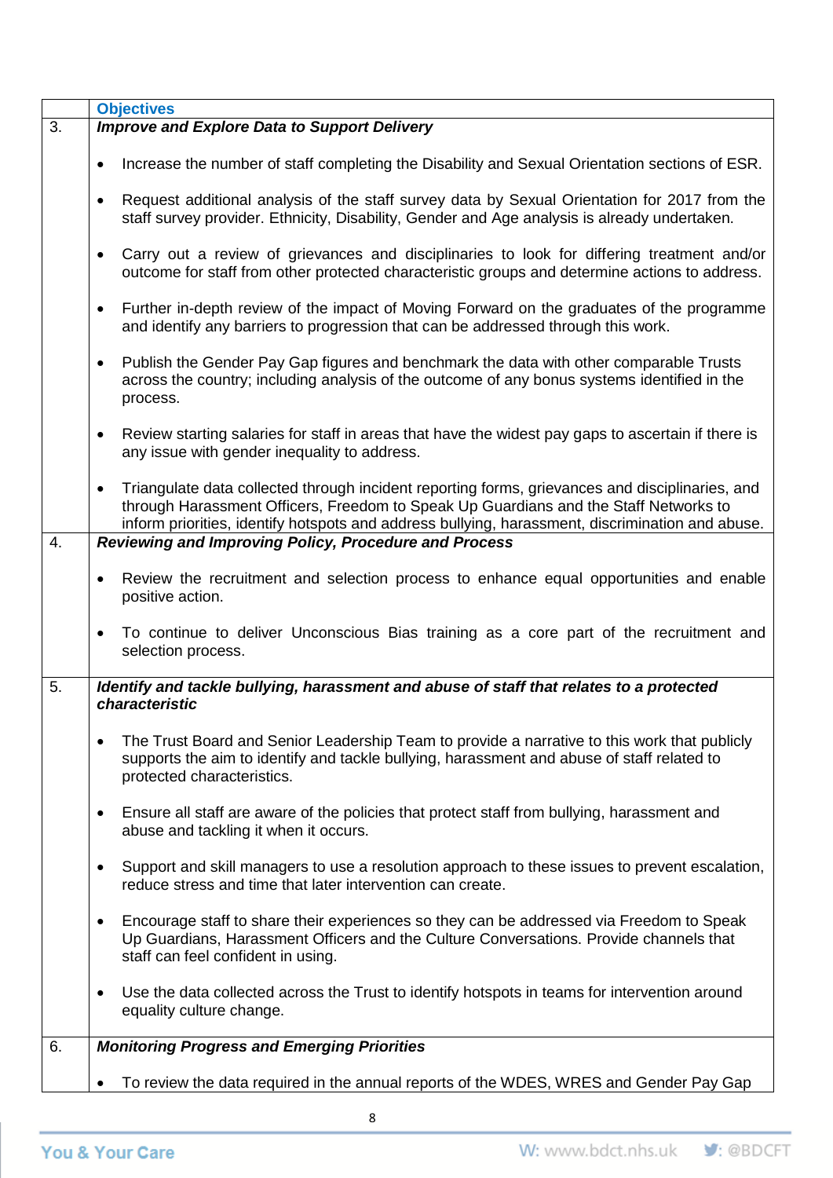| | Objectives |
|---|---|
| 3. | ***Improve and Explore Data to Support Delivery***<br><br>• Increase the number of staff completing the Disability and Sexual Orientation sections of ESR.<br><br>• Request additional analysis of the staff survey data by Sexual Orientation for 2017 from the staff survey provider. Ethnicity, Disability, Gender and Age analysis is already undertaken.<br><br>• Carry out a review of grievances and disciplinaries to look for differing treatment and/or outcome for staff from other protected characteristic groups and determine actions to address.<br><br>• Further in-depth review of the impact of Moving Forward on the graduates of the programme and identify any barriers to progression that can be addressed through this work.<br><br>• Publish the Gender Pay Gap figures and benchmark the data with other comparable Trusts across the country; including analysis of the outcome of any bonus systems identified in the process.<br><br>• Review starting salaries for staff in areas that have the widest pay gaps to ascertain if there is any issue with gender inequality to address.<br><br>• Triangulate data collected through incident reporting forms, grievances and disciplinaries, and through Harassment Officers, Freedom to Speak Up Guardians and the Staff Networks to inform priorities, identify hotspots and address bullying, harassment, discrimination and abuse. |
| 4. | ***Reviewing and Improving Policy, Procedure and Process***<br><br>• Review the recruitment and selection process to enhance equal opportunities and enable positive action.<br><br>• To continue to deliver Unconscious Bias training as a core part of the recruitment and selection process. |
| 5. | ***Identify and tackle bullying, harassment and abuse of staff that relates to a protected characteristic***<br><br>• The Trust Board and Senior Leadership Team to provide a narrative to this work that publicly supports the aim to identify and tackle bullying, harassment and abuse of staff related to protected characteristics.<br><br>• Ensure all staff are aware of the policies that protect staff from bullying, harassment and abuse and tackling it when it occurs.<br><br>• Support and skill managers to use a resolution approach to these issues to prevent escalation, reduce stress and time that later intervention can create.<br><br>• Encourage staff to share their experiences so they can be addressed via Freedom to Speak Up Guardians, Harassment Officers and the Culture Conversations. Provide channels that staff can feel confident in using.<br><br>• Use the data collected across the Trust to identify hotspots in teams for intervention around equality culture change. |
| 6. | ***Monitoring Progress and Emerging Priorities***<br><br>• To review the data required in the annual reports of the WDES, WRES and Gender Pay Gap |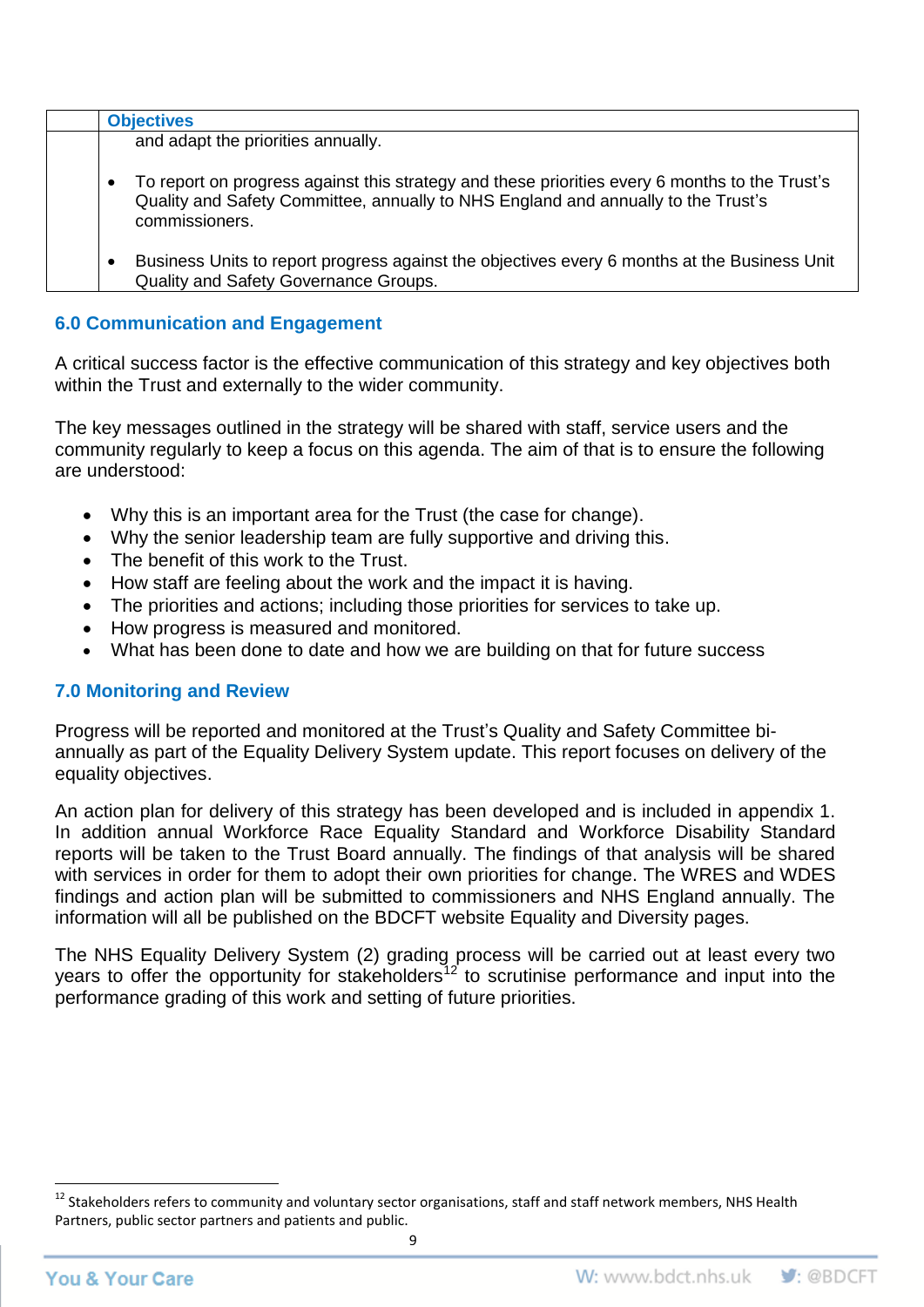|  | Objectives |
|---|---|
|  | and adapt the priorities annually.<br><br>• To report on progress against this strategy and these priorities every 6 months to the Trust's Quality and Safety Committee, annually to NHS England and annually to the Trust's commissioners.<br><br>• Business Units to report progress against the objectives every 6 months at the Business Unit Quality and Safety Governance Groups. |

## 6.0 Communication and Engagement

A critical success factor is the effective communication of this strategy and key objectives both within the Trust and externally to the wider community.

The key messages outlined in the strategy will be shared with staff, service users and the community regularly to keep a focus on this agenda. The aim of that is to ensure the following are understood:

- Why this is an important area for the Trust (the case for change).
- Why the senior leadership team are fully supportive and driving this.
- The benefit of this work to the Trust.
- How staff are feeling about the work and the impact it is having.
- The priorities and actions; including those priorities for services to take up.
- How progress is measured and monitored.
- What has been done to date and how we are building on that for future success

## 7.0 Monitoring and Review

Progress will be reported and monitored at the Trust's Quality and Safety Committee bi-annually as part of the Equality Delivery System update. This report focuses on delivery of the equality objectives.

An action plan for delivery of this strategy has been developed and is included in appendix 1. In addition annual Workforce Race Equality Standard and Workforce Disability Standard reports will be taken to the Trust Board annually. The findings of that analysis will be shared with services in order for them to adopt their own priorities for change. The WRES and WDES findings and action plan will be submitted to commissioners and NHS England annually. The information will all be published on the BDCFT website Equality and Diversity pages.

The NHS Equality Delivery System (2) grading process will be carried out at least every two years to offer the opportunity for stakeholders[12] to scrutinise performance and input into the performance grading of this work and setting of future priorities.

[12] Stakeholders refers to community and voluntary sector organisations, staff and staff network members, NHS Health Partners, public sector partners and patients and public.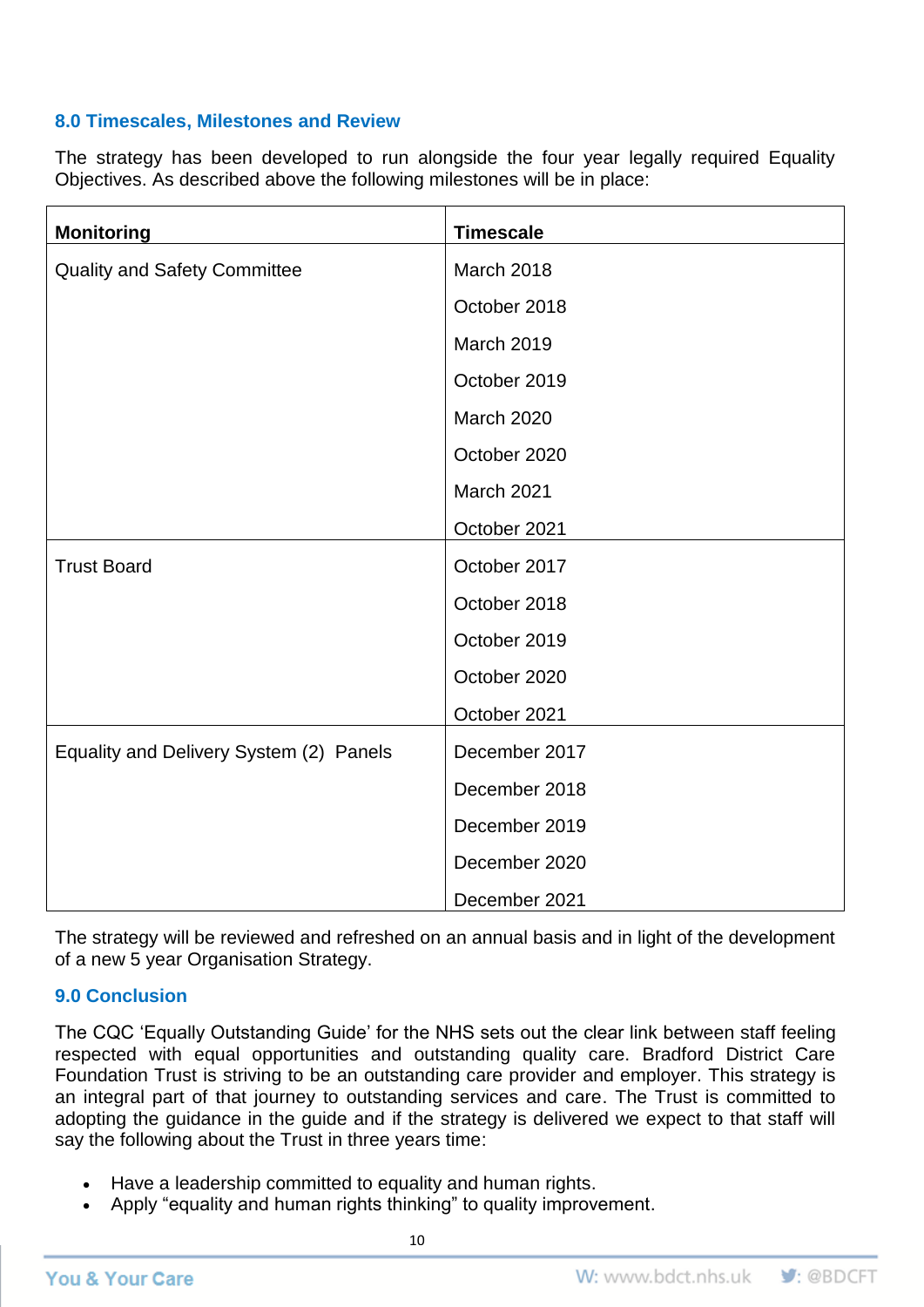## 8.0 Timescales, Milestones and Review

The strategy has been developed to run alongside the four year legally required Equality Objectives. As described above the following milestones will be in place:

| Monitoring | Timescale |
|---|---|
| Quality and Safety Committee | March 2018 |
| | October 2018 |
| | March 2019 |
| | October 2019 |
| | March 2020 |
| | October 2020 |
| | March 2021 |
| | October 2021 |
| Trust Board | October 2017 |
| | October 2018 |
| | October 2019 |
| | October 2020 |
| | October 2021 |
| Equality and Delivery System (2) Panels | December 2017 |
| | December 2018 |
| | December 2019 |
| | December 2020 |
| | December 2021 |

The strategy will be reviewed and refreshed on an annual basis and in light of the development of a new 5 year Organisation Strategy.

## 9.0 Conclusion

The CQC 'Equally Outstanding Guide' for the NHS sets out the clear link between staff feeling respected with equal opportunities and outstanding quality care. Bradford District Care Foundation Trust is striving to be an outstanding care provider and employer. This strategy is an integral part of that journey to outstanding services and care. The Trust is committed to adopting the guidance in the guide and if the strategy is delivered we expect to that staff will say the following about the Trust in three years time:

- Have a leadership committed to equality and human rights.
- Apply "equality and human rights thinking" to quality improvement.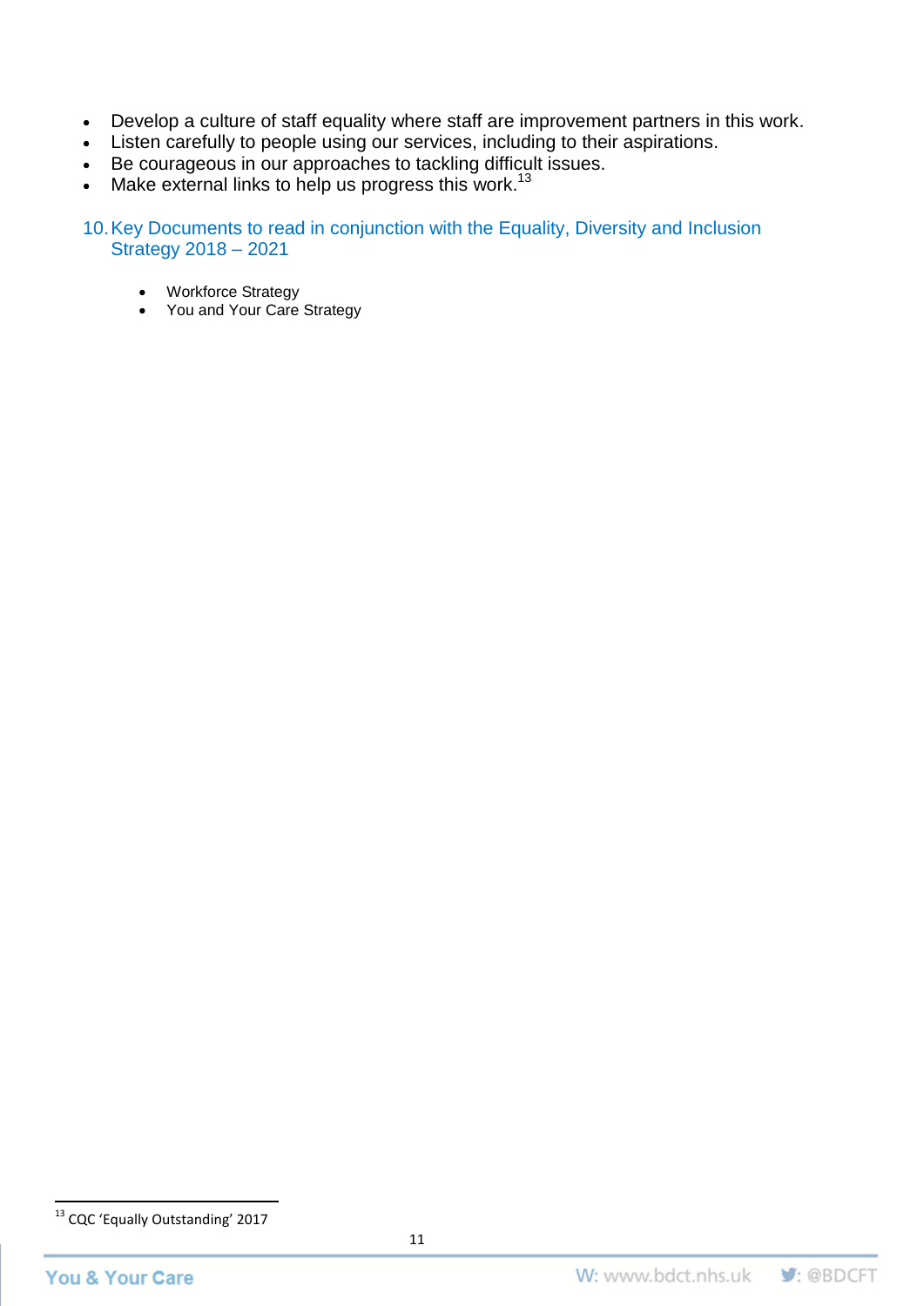- Develop a culture of staff equality where staff are improvement partners in this work.
- Listen carefully to people using our services, including to their aspirations.
- Be courageous in our approaches to tackling difficult issues.
- Make external links to help us progress this work.[13]

## 10. Key Documents to read in conjunction with the Equality, Diversity and Inclusion Strategy 2018 – 2021

- Workforce Strategy
- You and Your Care Strategy

[13] CQC 'Equally Outstanding' 2017